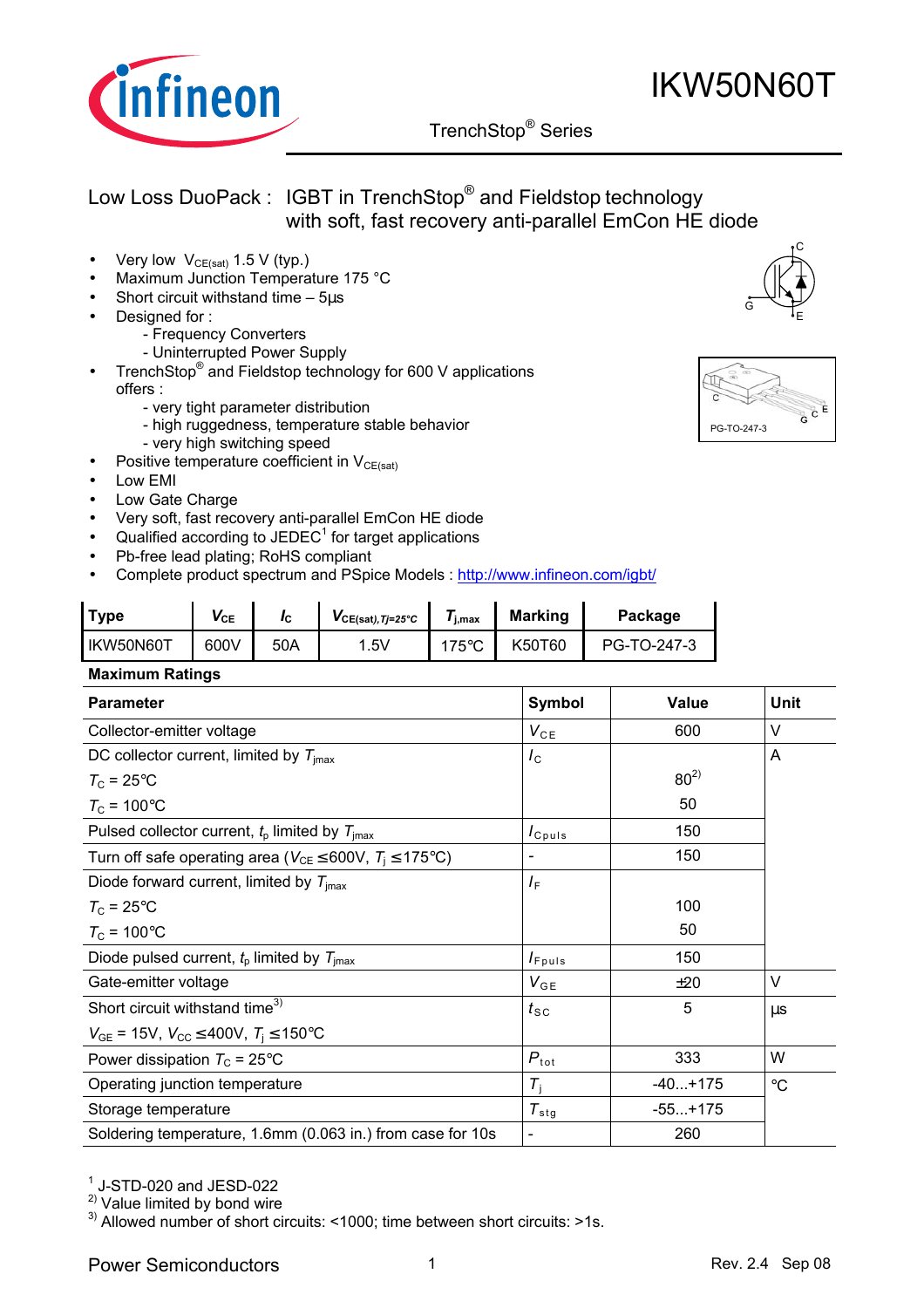# IKW50N60T

TrenchStop® Series

## Low Loss DuoPack : IGBT in TrenchStop® and Fieldstop technology with soft, fast recovery anti-parallel EmCon HE diode

- Very low $V_{CE(sat)}$ 1.5 V (typ.)
- Maximum Junction Temperature 175 °C
- Short circuit withstand time – 5µs
- Designed for :
  - Frequency Converters
  - Uninterrupted Power Supply
- TrenchStop® and Fieldstop technology for 600 V applications offers :
  - very tight parameter distribution
  - high ruggedness, temperature stable behavior
  - very high switching speed
- Positive temperature coefficient in $V_{CE(sat)}$
- Low EMI
- Low Gate Charge
- Very soft, fast recovery anti-parallel EmCon HE diode
- Qualified according to JEDEC[1] for target applications
- Pb-free lead plating; RoHS compliant
- Complete product spectrum and PSpice Models : http://www.infineon.com/igbt/

PG-TO-247-3

| Type | $V_{CE}$ | $I_C$ | $V_{CE(sat),Tj=25°C}$ | $T_{j,max}$ | Marking | Package |
|---|---|---|---|---|---|---|
| IKW50N60T | 600V | 50A | 1.5V | 175°C | K50T60 | PG-TO-247-3 |

### Maximum Ratings

| Parameter | Symbol | Value | Unit |
|---|---|---|---|
| Collector-emitter voltage | $V_{CE}$ | 600 | V |
| DC collector current, limited by $T_{jmax}$ | $I_C$ | | A |
| $T_C$ = 25°C | | 80[2] | |
| $T_C$ = 100°C | | 50 | |
| Pulsed collector current, $t_p$ limited by $T_{jmax}$ | $I_{Cpuls}$ | 150 | |
| Turn off safe operating area ($V_{CE}$ ≤600V, $T_j$ ≤175°C) | - | 150 | |
| Diode forward current, limited by $T_{jmax}$ | $I_F$ | | |
| $T_C$ = 25°C | | 100 | |
| $T_C$ = 100°C | | 50 | |
| Diode pulsed current, $t_p$ limited by $T_{jmax}$ | $I_{Fpuls}$ | 150 | |
| Gate-emitter voltage | $V_{GE}$ | ±20 | V |
| Short circuit withstand time[3] | $t_{SC}$ | 5 | µs |
| $V_{GE}$ = 15V, $V_{CC}$ ≤400V, $T_j$ ≤150°C | | | |
| Power dissipation $T_C$ = 25°C | $P_{tot}$ | 333 | W |
| Operating junction temperature | $T_j$ | -40...+175 | °C |
| Storage temperature | $T_{stg}$ | -55...+175 | |
| Soldering temperature, 1.6mm (0.063 in.) from case for 10s | - | 260 | |

[1] J-STD-020 and JESD-022

[2] Value limited by bond wire

[3] Allowed number of short circuits: <1000; time between short circuits: >1s.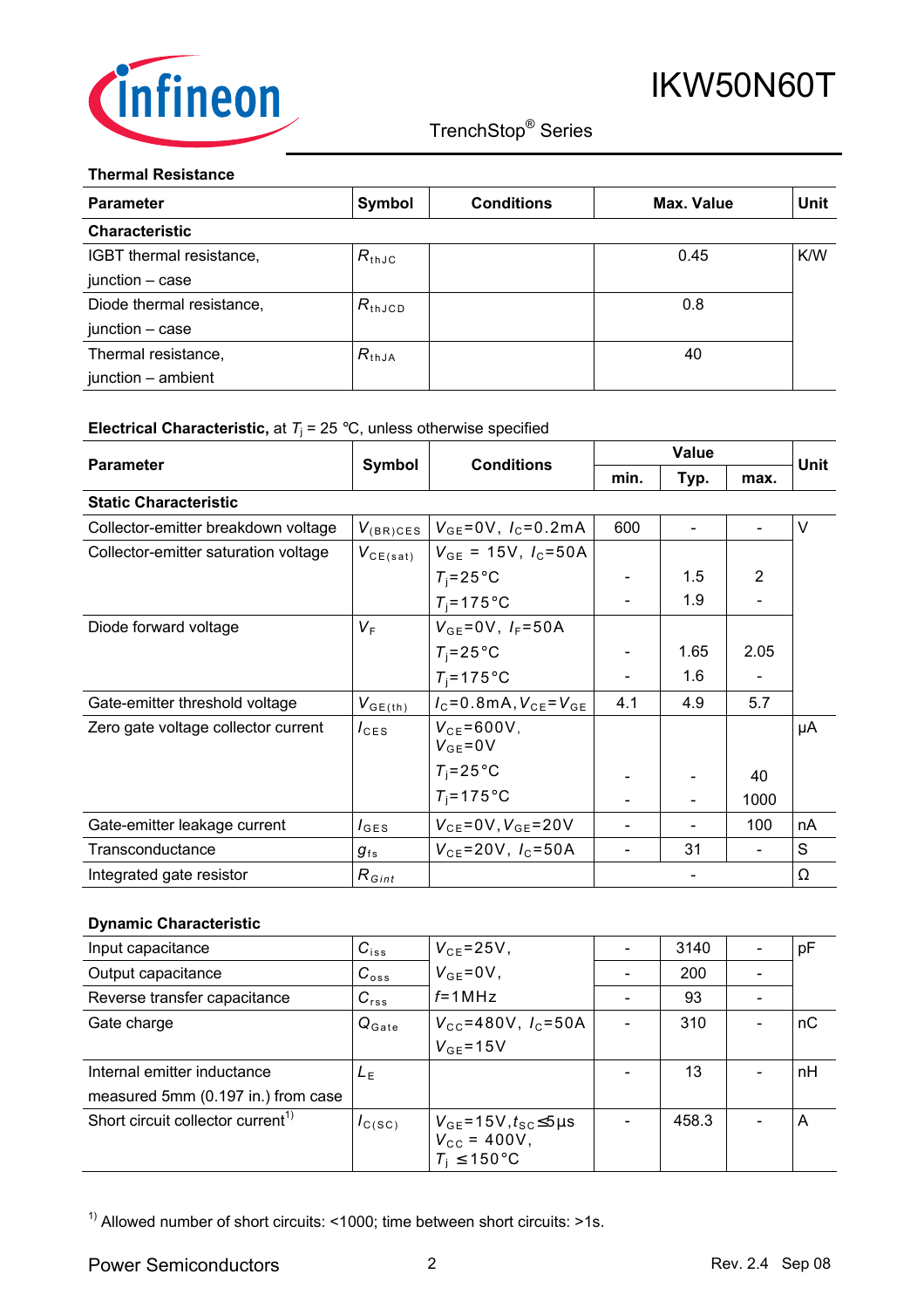### Thermal Resistance

| Parameter | Symbol | Conditions | Max. Value | Unit |
|---|---|---|---|---|
| **Characteristic** | | | | |
| IGBT thermal resistance, junction – case | $R_{thJC}$ | | 0.45 | K/W |
| Diode thermal resistance, junction – case | $R_{thJCD}$ | | 0.8 | |
| Thermal resistance, junction – ambient | $R_{thJA}$ | | 40 | |

### Electrical Characteristic, at $T_j$ = 25 °C, unless otherwise specified

| Parameter | Symbol | Conditions | Value | | | Unit |
|---|---|---|---|---|---|---|
| | | | min. | Typ. | max. | |
| **Static Characteristic** | | | | | | |
| Collector-emitter breakdown voltage | $V_{(BR)CES}$ | $V_{GE}$=0V, $I_C$=0.2mA | 600 | - | - | V |
| Collector-emitter saturation voltage | $V_{CE(sat)}$ | $V_{GE}$ = 15V, $I_C$=50A | | | | |
| | | $T_j$=25°C | - | 1.5 | 2 | |
| | | $T_j$=175°C | - | 1.9 | - | |
| Diode forward voltage | $V_F$ | $V_{GE}$=0V, $I_F$=50A | | | | |
| | | $T_j$=25°C | - | 1.65 | 2.05 | |
| | | $T_j$=175°C | - | 1.6 | - | |
| Gate-emitter threshold voltage | $V_{GE(th)}$ | $I_C$=0.8mA, $V_{CE}$=$V_{GE}$ | 4.1 | 4.9 | 5.7 | |
| Zero gate voltage collector current | $I_{CES}$ | $V_{CE}$=600V, $V_{GE}$=0V | | | | µA |
| | | $T_j$=25°C | - | - | 40 | |
| | | $T_j$=175°C | - | - | 1000 | |
| Gate-emitter leakage current | $I_{GES}$ | $V_{CE}$=0V, $V_{GE}$=20V | - | - | 100 | nA |
| Transconductance | $g_{fs}$ | $V_{CE}$=20V, $I_C$=50A | - | 31 | - | S |
| Integrated gate resistor | $R_{Gint}$ | | | - | | Ω |

### Dynamic Characteristic

| Parameter | Symbol | Conditions | min. | Typ. | max. | Unit |
|---|---|---|---|---|---|---|
| Input capacitance | $C_{iss}$ | $V_{CE}$=25V, | - | 3140 | - | pF |
| Output capacitance | $C_{oss}$ | $V_{GE}$=0V, | - | 200 | - | |
| Reverse transfer capacitance | $C_{rss}$ | $f$=1MHz | - | 93 | - | |
| Gate charge | $Q_{Gate}$ | $V_{CC}$=480V, $I_C$=50A, $V_{GE}$=15V | - | 310 | - | nC |
| Internal emitter inductance measured 5mm (0.197 in.) from case | $L_E$ | | - | 13 | - | nH |
| Short circuit collector current[1] | $I_{C(SC)}$ | $V_{GE}$=15V, $t_{SC}$≤5µs, $V_{CC}$ = 400V, $T_j$ ≤150°C | - | 458.3 | - | A |

[1] Allowed number of short circuits: <1000; time between short circuits: >1s.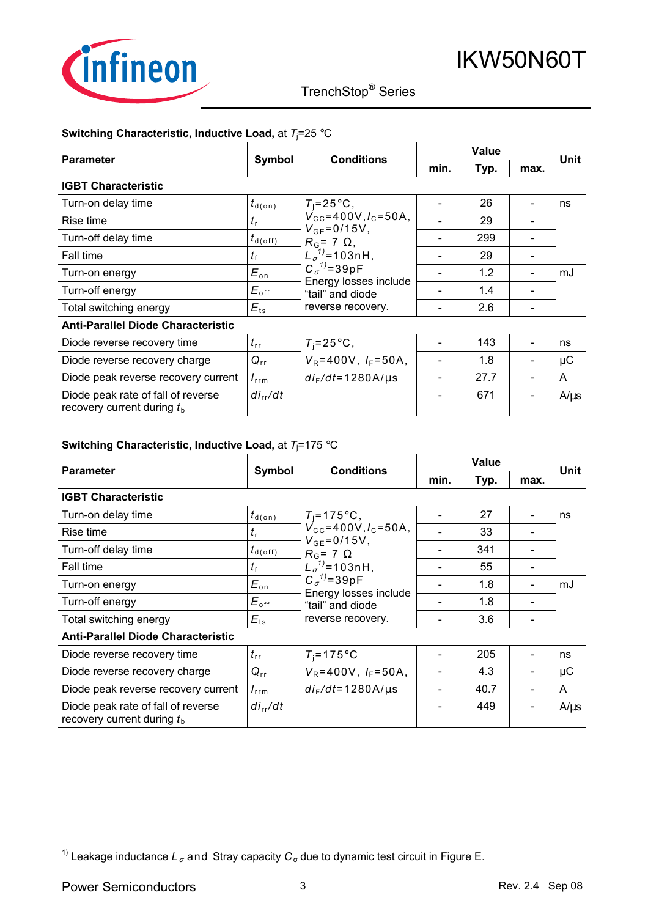**Switching Characteristic, Inductive Load,** at $T_j$=25 °C

| Parameter | Symbol | Conditions | Value | | | Unit |
|---|---|---|---|---|---|---|
| | | | min. | Typ. | max. | |
| **IGBT Characteristic** | | | | | | |
| Turn-on delay time | $t_{d(on)}$ | $T_j$=25°C, $V_{CC}$=400V, $I_C$=50A, $V_{GE}$=0/15V, $R_G$= 7 Ω, $L_\sigma$[1)]=103nH, $C_\sigma$[1)]=39pF Energy losses include "tail" and diode reverse recovery. | - | 26 | - | ns |
| Rise time | $t_r$ | | - | 29 | - | |
| Turn-off delay time | $t_{d(off)}$ | | - | 299 | - | |
| Fall time | $t_f$ | | - | 29 | - | |
| Turn-on energy | $E_{on}$ | | - | 1.2 | - | mJ |
| Turn-off energy | $E_{off}$ | | - | 1.4 | - | |
| Total switching energy | $E_{ts}$ | | - | 2.6 | - | |
| **Anti-Parallel Diode Characteristic** | | | | | | |
| Diode reverse recovery time | $t_{rr}$ | $T_j$=25°C, $V_R$=400V, $I_F$=50A, $di_F/dt$=1280A/µs | - | 143 | - | ns |
| Diode reverse recovery charge | $Q_{rr}$ | | - | 1.8 | - | µC |
| Diode peak reverse recovery current | $I_{rrm}$ | | - | 27.7 | - | A |
| Diode peak rate of fall of reverse recovery current during $t_b$ | $di_{rr}/dt$ | | - | 671 | - | A/µs |

**Switching Characteristic, Inductive Load,** at $T_j$=175 °C

| Parameter | Symbol | Conditions | Value | | | Unit |
|---|---|---|---|---|---|---|
| | | | min. | Typ. | max. | |
| **IGBT Characteristic** | | | | | | |
| Turn-on delay time | $t_{d(on)}$ | $T_j$=175°C, $V_{CC}$=400V, $I_C$=50A, $V_{GE}$=0/15V, $R_G$= 7 Ω $L_\sigma$[1)]=103nH, $C_\sigma$[1)]=39pF Energy losses include "tail" and diode reverse recovery. | - | 27 | - | ns |
| Rise time | $t_r$ | | - | 33 | - | |
| Turn-off delay time | $t_{d(off)}$ | | - | 341 | - | |
| Fall time | $t_f$ | | - | 55 | - | |
| Turn-on energy | $E_{on}$ | | - | 1.8 | - | mJ |
| Turn-off energy | $E_{off}$ | | - | 1.8 | - | |
| Total switching energy | $E_{ts}$ | | - | 3.6 | - | |
| **Anti-Parallel Diode Characteristic** | | | | | | |
| Diode reverse recovery time | $t_{rr}$ | $T_j$=175°C $V_R$=400V, $I_F$=50A, $di_F/dt$=1280A/µs | - | 205 | - | ns |
| Diode reverse recovery charge | $Q_{rr}$ | | - | 4.3 | - | µC |
| Diode peak reverse recovery current | $I_{rrm}$ | | - | 40.7 | - | A |
| Diode peak rate of fall of reverse recovery current during $t_b$ | $di_{rr}/dt$ | | - | 449 | - | A/µs |

[1)] Leakage inductance $L_\sigma$ and Stray capacity $C_\sigma$ due to dynamic test circuit in Figure E.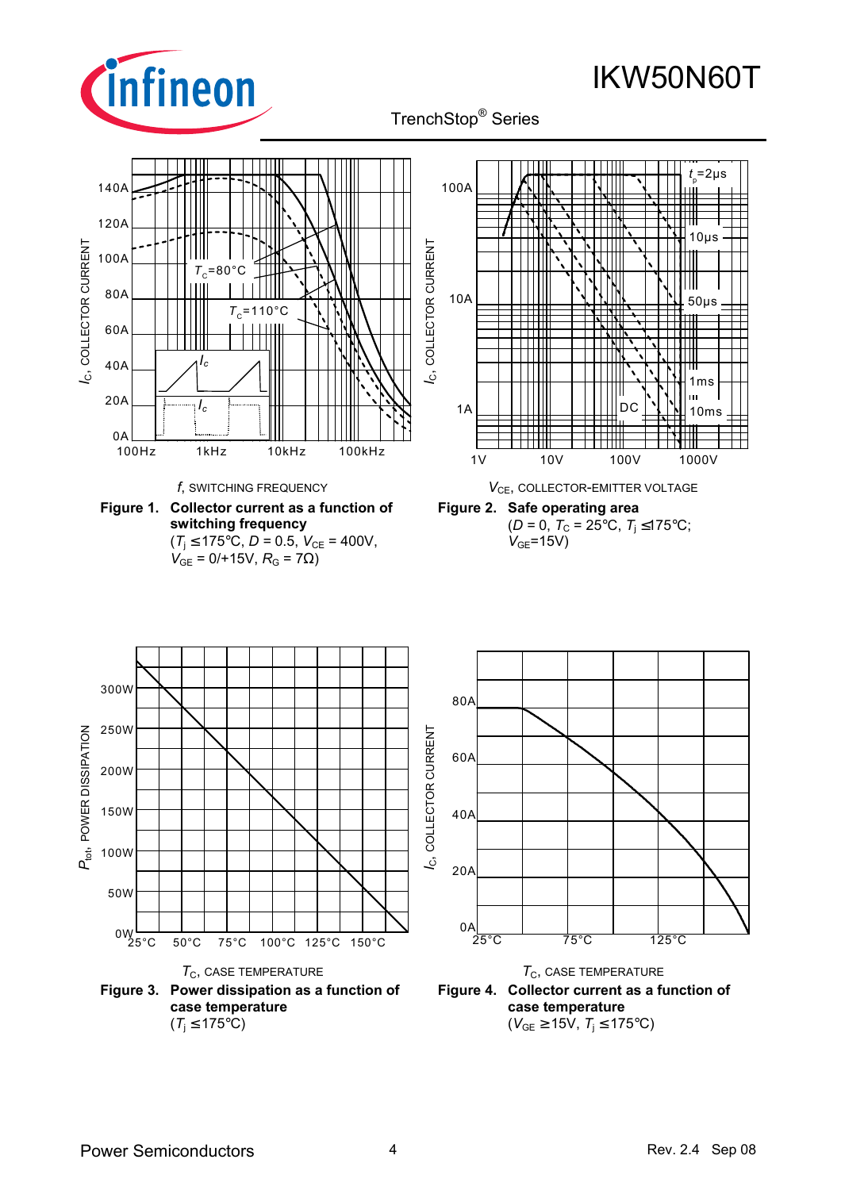**Figure 1. Collector current as a function of switching frequency**
($T_j \leq 175°C$, $D = 0.5$, $V_{CE} = 400V$, $V_{GE} = 0/+15V$, $R_G = 7\Omega$)

**Figure 2. Safe operating area**
($D = 0$, $T_C = 25°C$, $T_j \leq 175°C$; $V_{GE}=15V$)

**Figure 3. Power dissipation as a function of case temperature**
($T_j \leq 175°C$)

**Figure 4. Collector current as a function of case temperature**
($V_{GE} \geq 15V$, $T_j \leq 175°C$)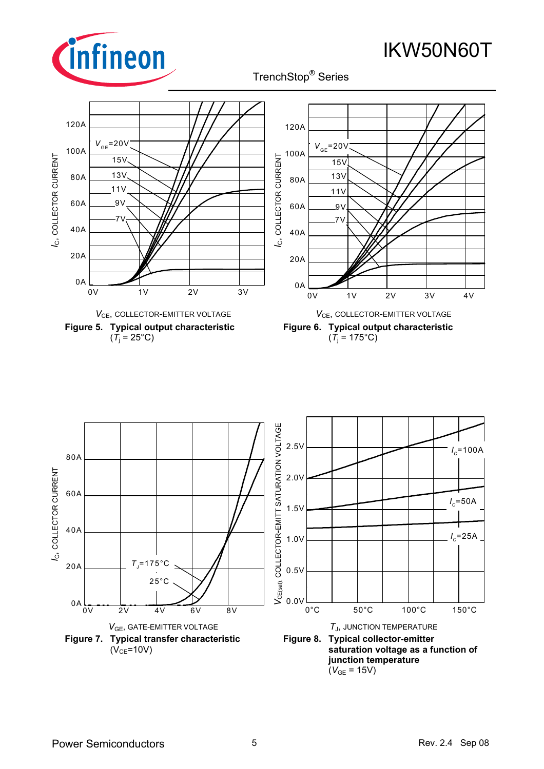$I_C$, COLLECTOR CURRENT

$V_{CE}$, COLLECTOR-EMITTER VOLTAGE

**Figure 5. Typical output characteristic**
($T_j$ = 25°C)

$I_C$, COLLECTOR CURRENT

$V_{CE}$, COLLECTOR-EMITTER VOLTAGE

**Figure 6. Typical output characteristic**
($T_j$ = 175°C)

$I_C$, COLLECTOR CURRENT

$V_{GE}$, GATE-EMITTER VOLTAGE

**Figure 7. Typical transfer characteristic**
($V_{CE}$=10V)

$V_{CE(sat)}$, COLLECTOR-EMITT SATURATION VOLTAGE

$T_J$, JUNCTION TEMPERATURE

**Figure 8. Typical collector-emitter saturation voltage as a function of junction temperature**
($V_{GE}$ = 15V)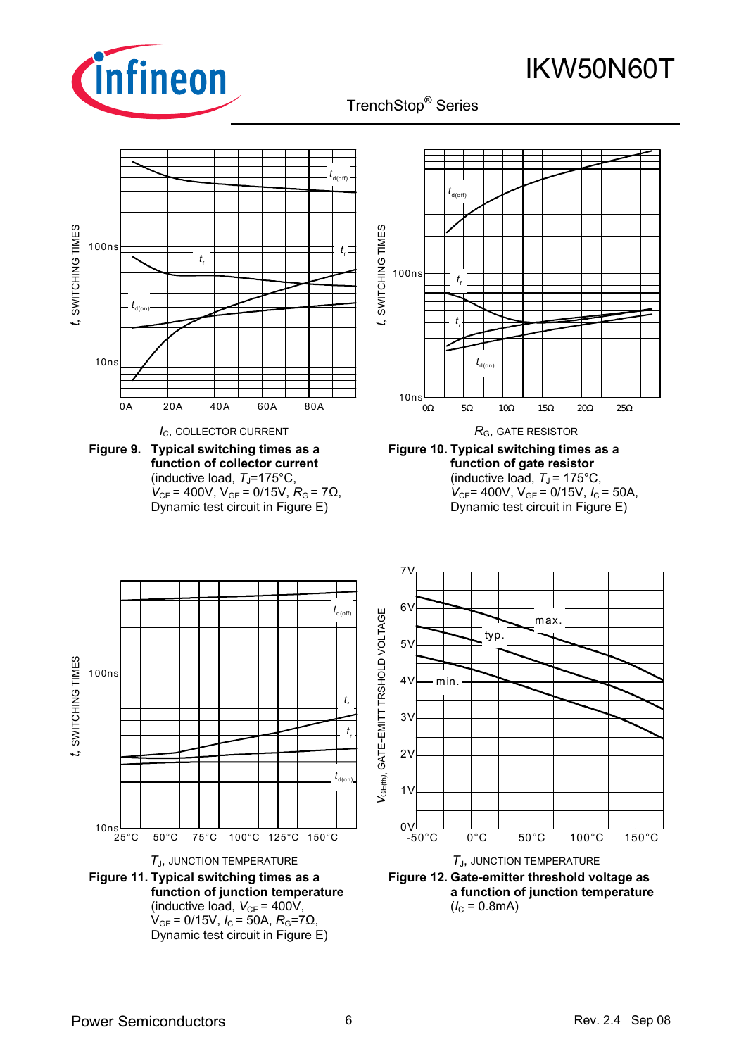**Figure 9. Typical switching times as a function of collector current**
(inductive load, $T_J$=175°C, $V_{CE}$ = 400V, $V_{GE}$ = 0/15V, $R_G$ = 7Ω, Dynamic test circuit in Figure E)

**Figure 10. Typical switching times as a function of gate resistor**
(inductive load, $T_J$ = 175°C, $V_{CE}$= 400V, $V_{GE}$ = 0/15V, $I_C$ = 50A, Dynamic test circuit in Figure E)

**Figure 11. Typical switching times as a function of junction temperature**
(inductive load, $V_{CE}$ = 400V, $V_{GE}$ = 0/15V, $I_C$ = 50A, $R_G$=7Ω, Dynamic test circuit in Figure E)

**Figure 12. Gate-emitter threshold voltage as a function of junction temperature**
($I_C$ = 0.8mA)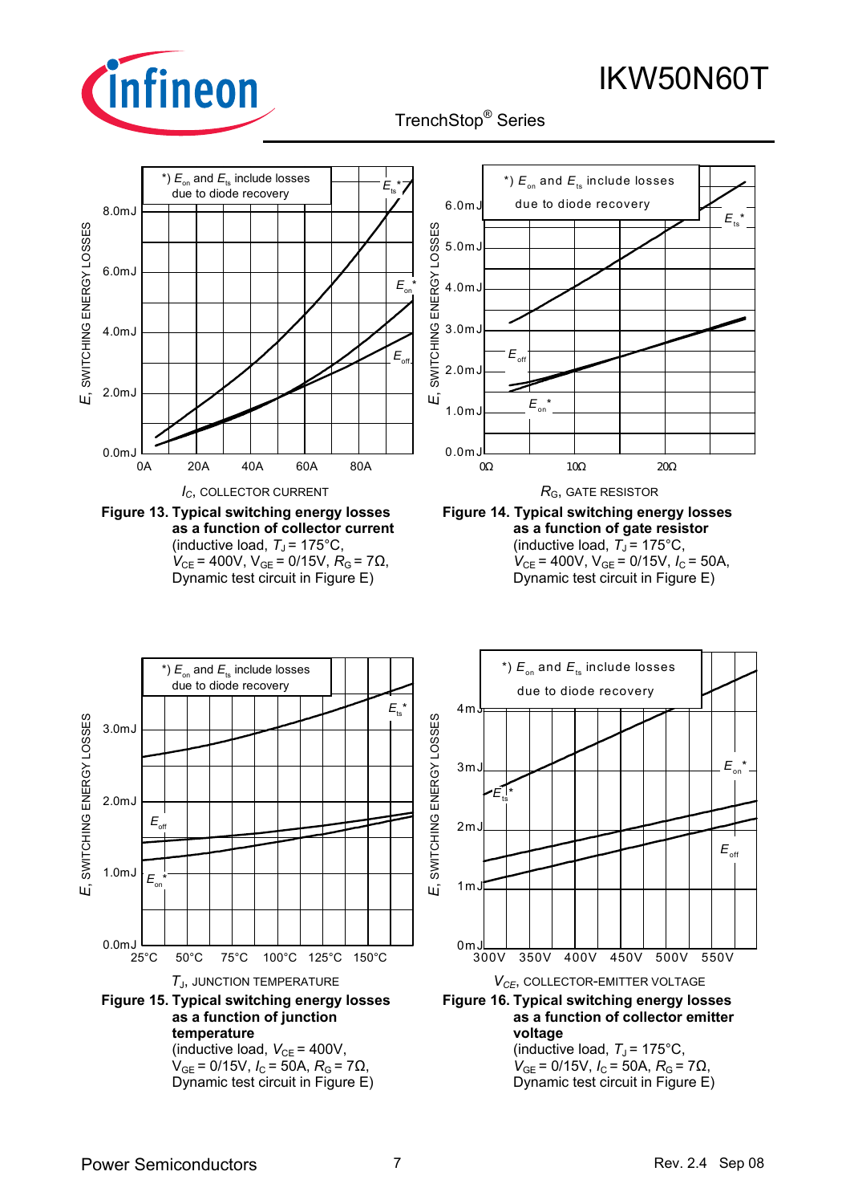Figure 13. Typical switching energy losses as a function of collector current
(inductive load, $T_J$ = 175°C, $V_{CE}$ = 400V, $V_{GE}$ = 0/15V, $R_G$ = 7Ω, Dynamic test circuit in Figure E)

Figure 14. Typical switching energy losses as a function of gate resistor
(inductive load, $T_J$ = 175°C, $V_{CE}$ = 400V, $V_{GE}$ = 0/15V, $I_C$ = 50A, Dynamic test circuit in Figure E)

Figure 15. Typical switching energy losses as a function of junction temperature
(inductive load, $V_{CE}$ = 400V, $V_{GE}$ = 0/15V, $I_C$ = 50A, $R_G$ = 7Ω, Dynamic test circuit in Figure E)

Figure 16. Typical switching energy losses as a function of collector emitter voltage
(inductive load, $T_J$ = 175°C, $V_{GE}$ = 0/15V, $I_C$ = 50A, $R_G$ = 7Ω, Dynamic test circuit in Figure E)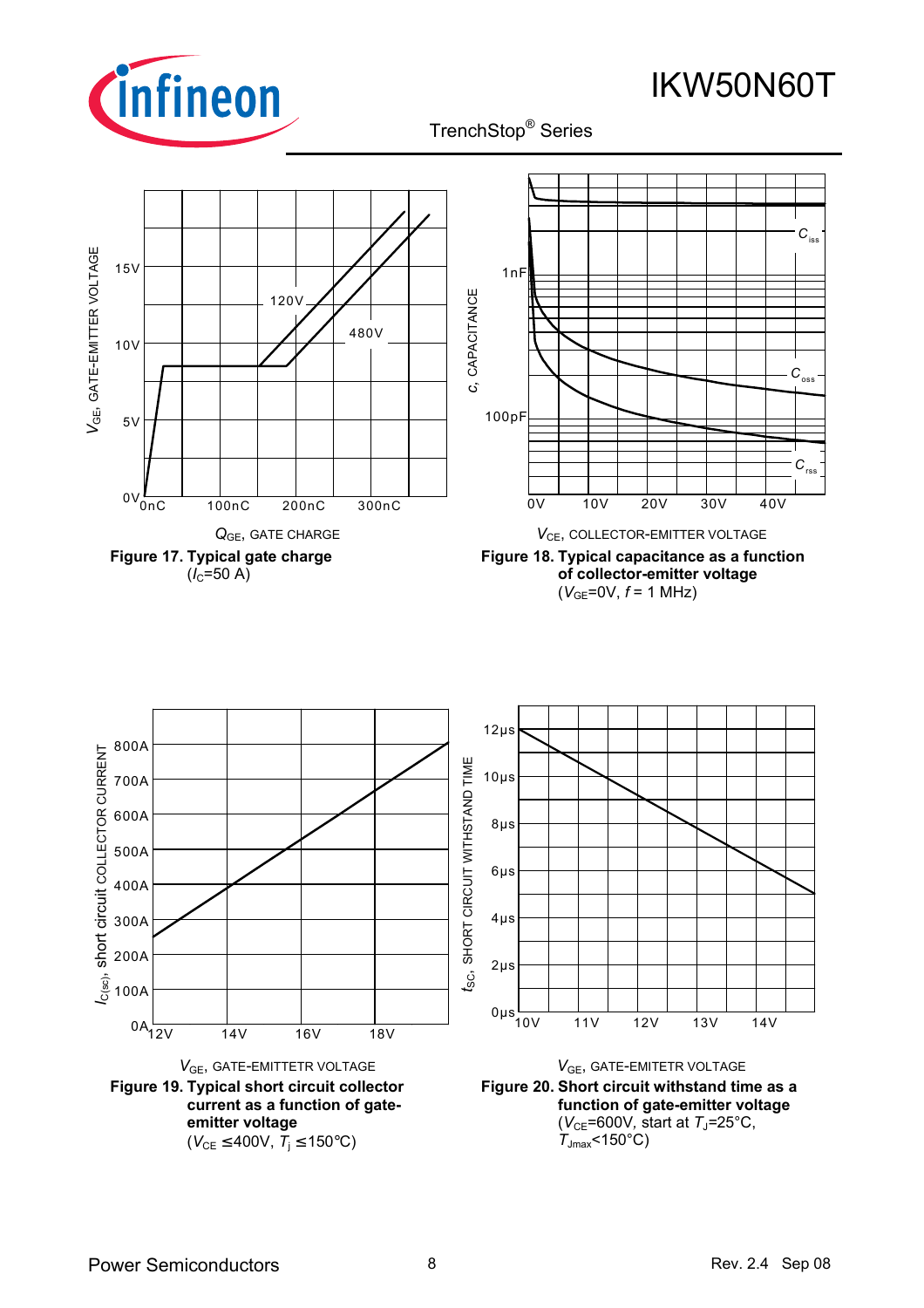$V_{GE}$, GATE-EMITTER VOLTAGE

15V
10V
5V
0V

0nC 100nC 200nC 300nC

120V
480V

$Q_{GE}$, GATE CHARGE

**Figure 17. Typical gate charge**
($I_C$=50 A)

$c$, CAPACITANCE

1nF
100pF

0V 10V 20V 30V 40V

$C_{iss}$
$C_{oss}$
$C_{rss}$

$V_{CE}$, COLLECTOR-EMITTER VOLTAGE

**Figure 18. Typical capacitance as a function of collector-emitter voltage**
($V_{GE}$=0V, $f$ = 1 MHz)

$I_{C(sc)}$, short circuit COLLECTOR CURRENT

800A
700A
600A
500A
400A
300A
200A
100A
0A

12V 14V 16V 18V

$V_{GE}$, GATE-EMITTETR VOLTAGE

**Figure 19. Typical short circuit collector current as a function of gate-emitter voltage**
($V_{CE}$ ≤400V, $T_j$ ≤150°C)

$t_{SC}$, SHORT CIRCUIT WITHSTAND TIME

12µs
10µs
8µs
6µs
4µs
2µs
0µs

10V 11V 12V 13V 14V

$V_{GE}$, GATE-EMITETR VOLTAGE

**Figure 20. Short circuit withstand time as a function of gate-emitter voltage**
($V_{CE}$=600V, start at $T_J$=25°C, $T_{Jmax}$<150°C)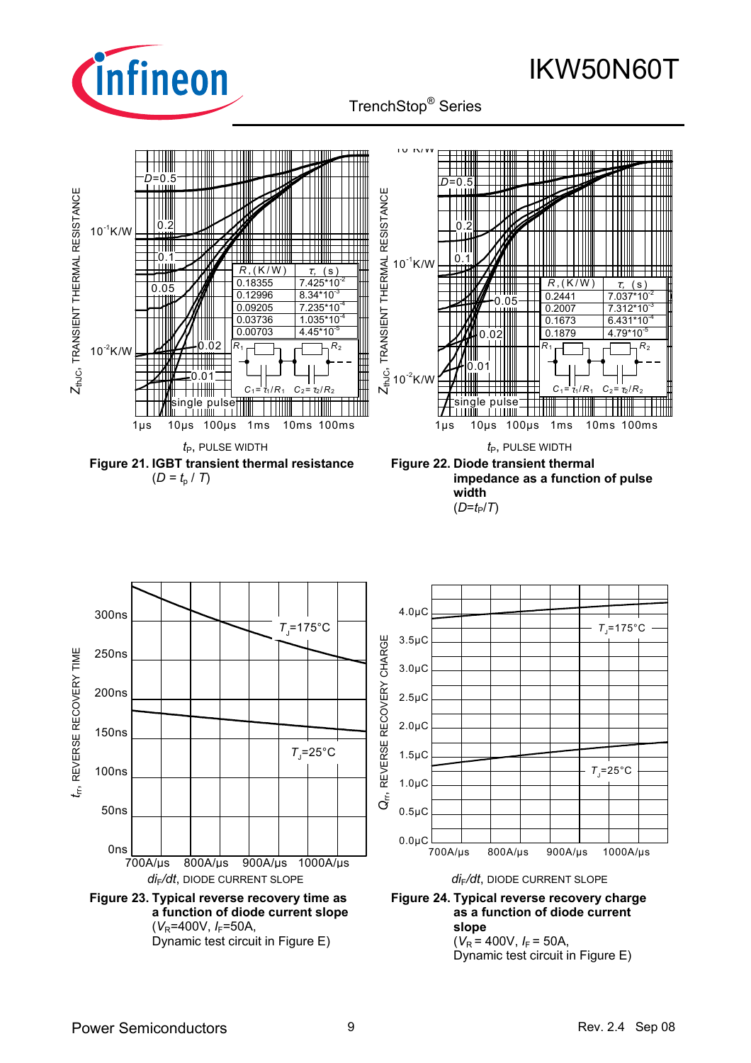| $R$, (K/W) | $\tau$, (s) |
|---|---|
| 0.18355 | 7.425*10^-2 |
| 0.12996 | 8.34*10^-3 |
| 0.09205 | 7.235*10^-4 |
| 0.03736 | 1.035*10^-4 |
| 0.00703 | 4.45*10^-5 |

$C_1 = \tau_1/R_1$   $C_2 = \tau_2/R_2$

**Figure 21. IGBT transient thermal resistance**
($D = t_p / T$)

| $R$, (K/W) | $\tau$, (s) |
|---|---|
| 0.2441 | 7.037*10^-2 |
| 0.2007 | 7.312*10^-3 |
| 0.1673 | 6.431*10^-4 |
| 0.1879 | 4.79*10^-5 |

$C_1 = \tau_1/R_1$   $C_2 = \tau_2/R_2$

**Figure 22. Diode transient thermal impedance as a function of pulse width**
($D=t_P/T$)

**Figure 23. Typical reverse recovery time as a function of diode current slope**
($V_R$=400V, $I_F$=50A,
Dynamic test circuit in Figure E)

**Figure 24. Typical reverse recovery charge as a function of diode current slope**
($V_R$ = 400V, $I_F$ = 50A,
Dynamic test circuit in Figure E)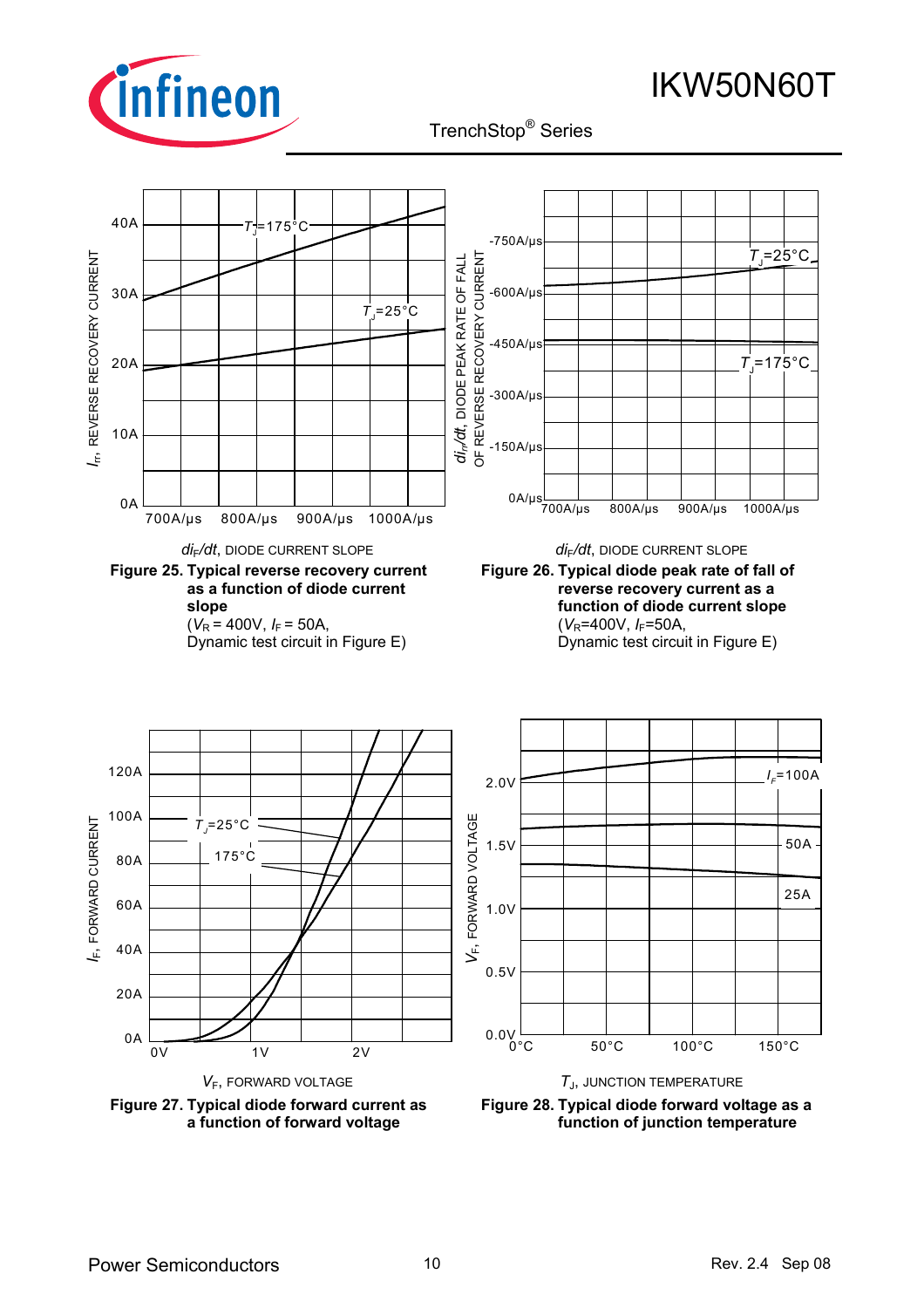**Figure 25. Typical reverse recovery current as a function of diode current slope**
($V_R$ = 400V, $I_F$ = 50A,
Dynamic test circuit in Figure E)

**Figure 26. Typical diode peak rate of fall of reverse recovery current as a function of diode current slope**
($V_R$=400V, $I_F$=50A,
Dynamic test circuit in Figure E)

**Figure 27. Typical diode forward current as a function of forward voltage**

**Figure 28. Typical diode forward voltage as a function of junction temperature**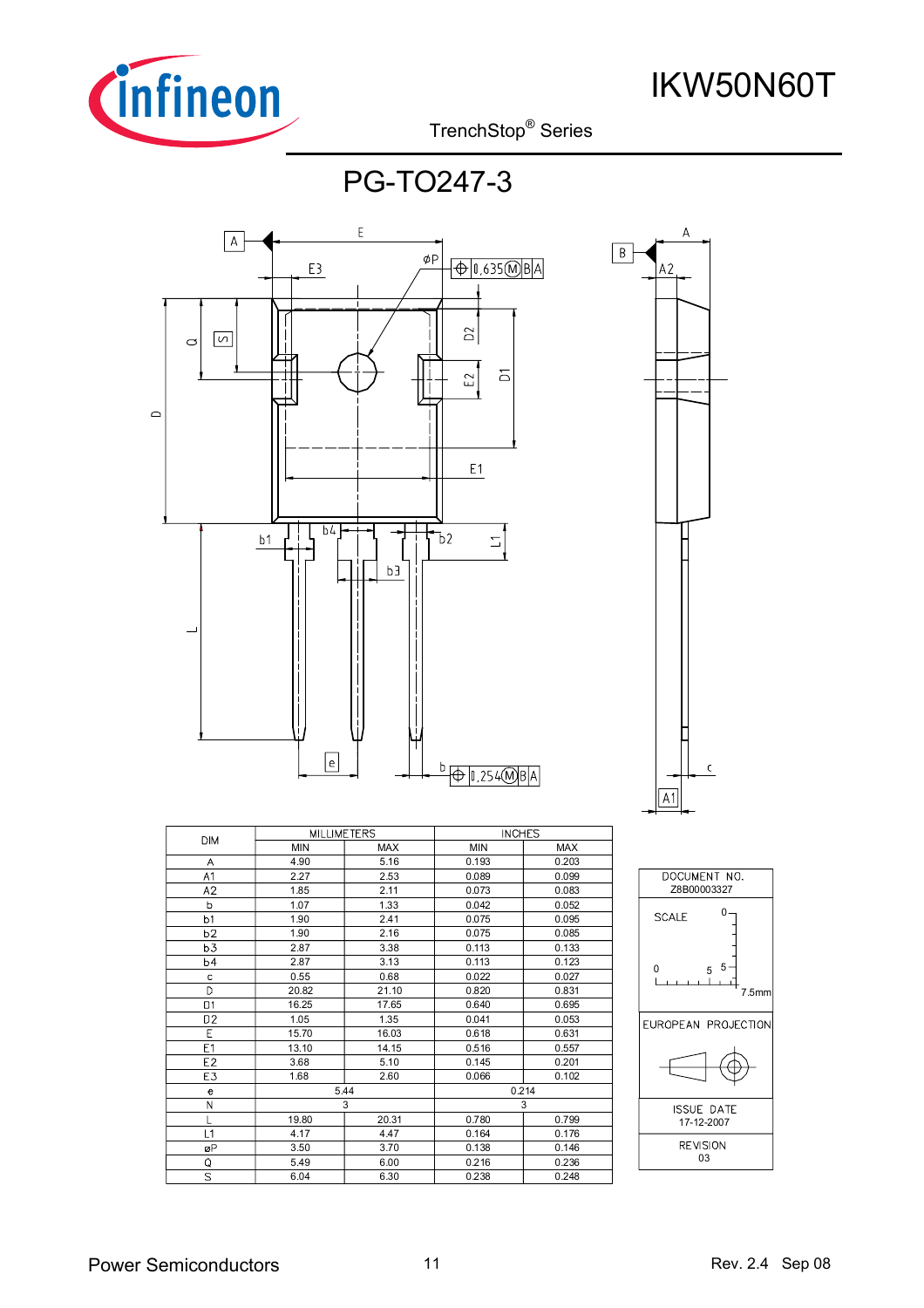# PG-TO247-3

| DIM | MILLIMETERS | | INCHES | |
|---|---|---|---|---|
| | MIN | MAX | MIN | MAX |
| A | 4.90 | 5.16 | 0.193 | 0.203 |
| A1 | 2.27 | 2.53 | 0.089 | 0.099 |
| A2 | 1.85 | 2.11 | 0.073 | 0.083 |
| b | 1.07 | 1.33 | 0.042 | 0.052 |
| b1 | 1.90 | 2.41 | 0.075 | 0.095 |
| b2 | 1.90 | 2.16 | 0.075 | 0.085 |
| b3 | 2.87 | 3.38 | 0.113 | 0.133 |
| b4 | 2.87 | 3.13 | 0.113 | 0.123 |
| c | 0.55 | 0.68 | 0.022 | 0.027 |
| D | 20.82 | 21.10 | 0.820 | 0.831 |
| D1 | 16.25 | 17.65 | 0.640 | 0.695 |
| D2 | 1.05 | 1.35 | 0.041 | 0.053 |
| E | 15.70 | 16.03 | 0.618 | 0.631 |
| E1 | 13.10 | 14.15 | 0.516 | 0.557 |
| E2 | 3.68 | 5.10 | 0.145 | 0.201 |
| E3 | 1.68 | 2.60 | 0.066 | 0.102 |
| e | 5.44 | | 0.214 | |
| N | 3 | | 3 | |
| L | 19.80 | 20.31 | 0.780 | 0.799 |
| L1 | 4.17 | 4.47 | 0.164 | 0.176 |
| øP | 3.50 | 3.70 | 0.138 | 0.146 |
| Q | 5.49 | 6.00 | 0.216 | 0.236 |
| S | 6.04 | 6.30 | 0.238 | 0.248 |

| |
|---|
| DOCUMENT NO. Z8B00003327 |
| SCALE 0 5 7.5mm |
| EUROPEAN PROJECTION |
| ISSUE DATE 17-12-2007 |
| REVISION 03 |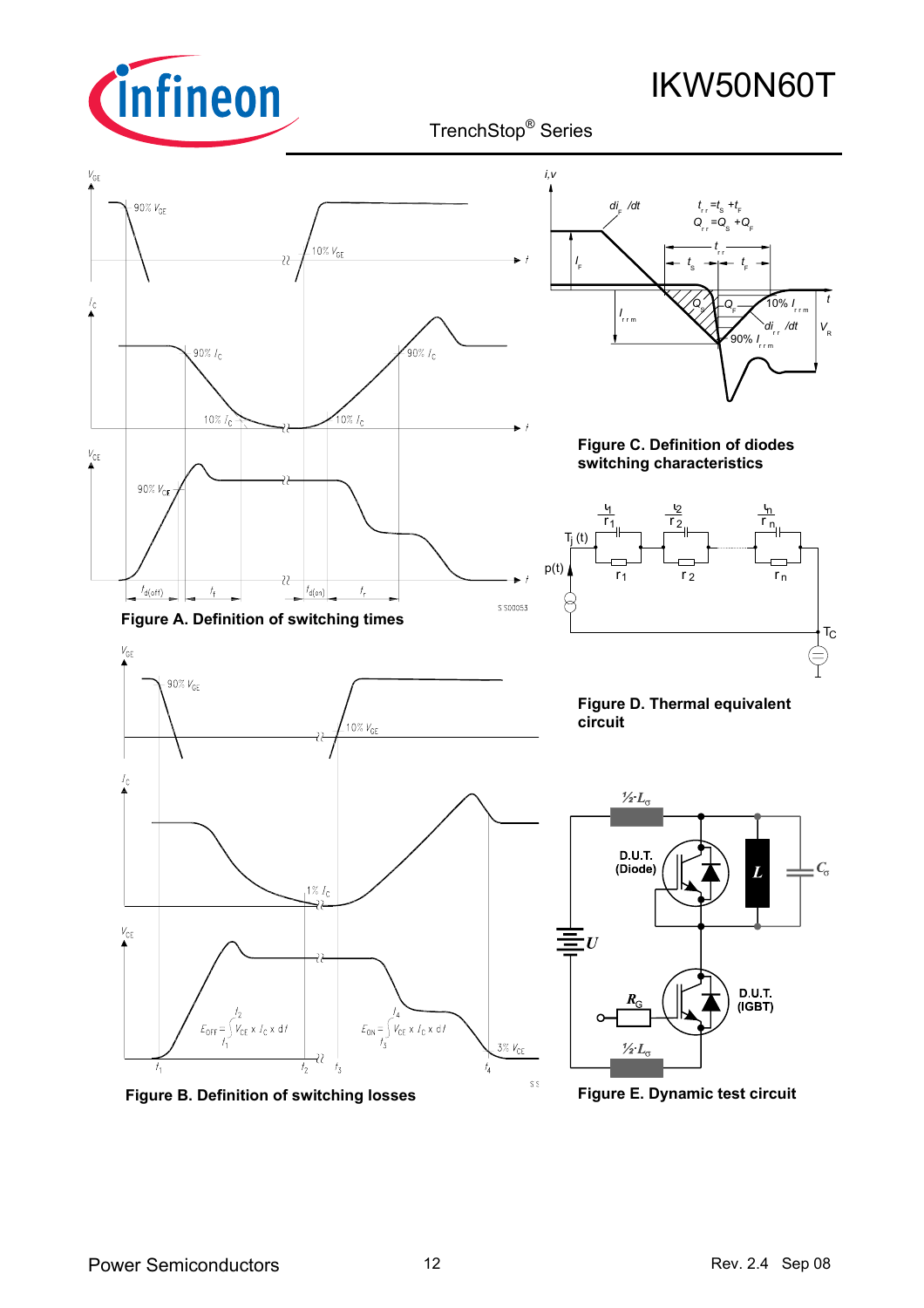Figure A. Definition of switching times

Figure B. Definition of switching losses

Figure C. Definition of diodes switching characteristics

Figure D. Thermal equivalent circuit

Figure E. Dynamic test circuit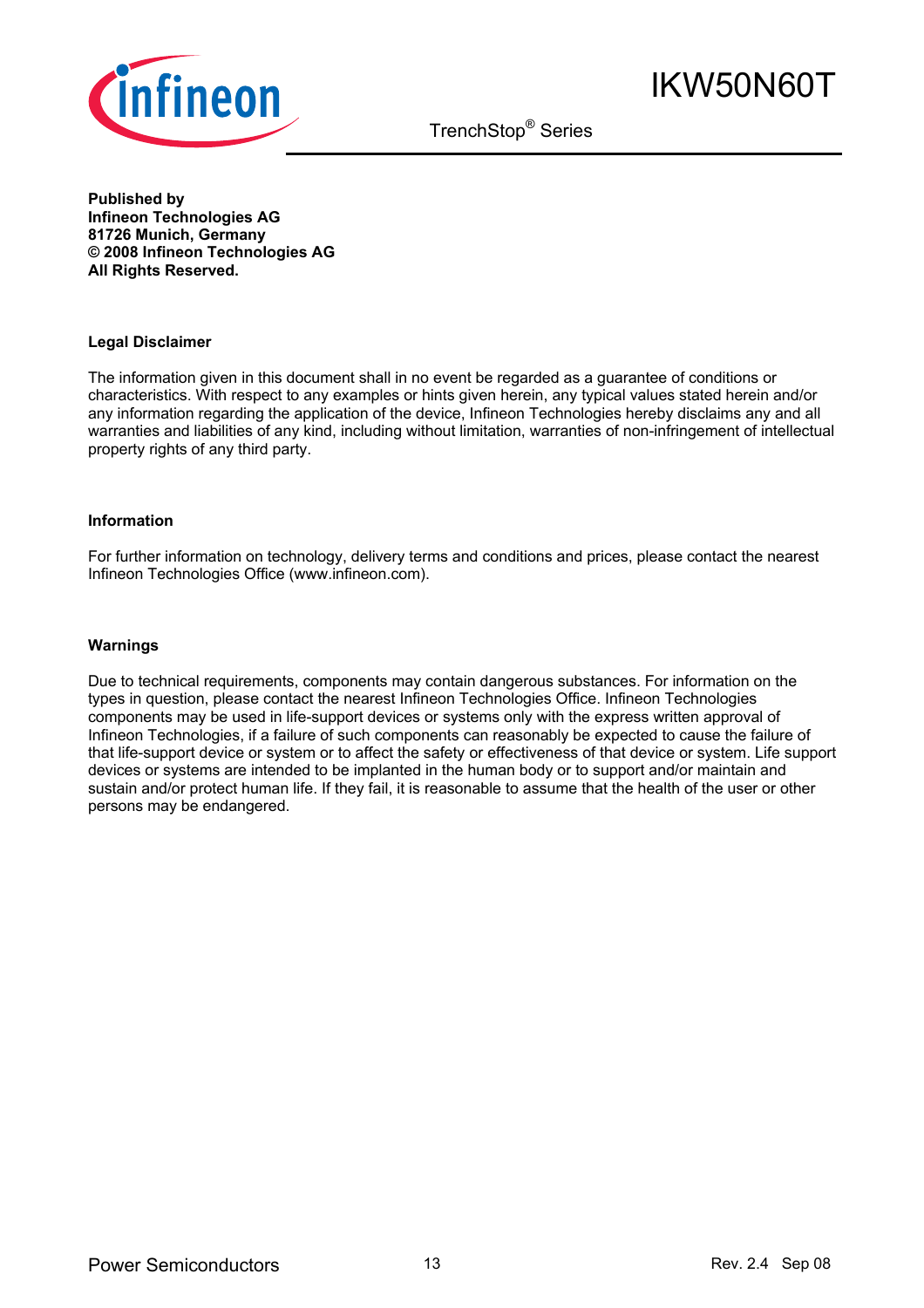**Published by**
**Infineon Technologies AG**
**81726 Munich, Germany**
**© 2008 Infineon Technologies AG**
**All Rights Reserved.**

### Legal Disclaimer

The information given in this document shall in no event be regarded as a guarantee of conditions or characteristics. With respect to any examples or hints given herein, any typical values stated herein and/or any information regarding the application of the device, Infineon Technologies hereby disclaims any and all warranties and liabilities of any kind, including without limitation, warranties of non-infringement of intellectual property rights of any third party.

### Information

For further information on technology, delivery terms and conditions and prices, please contact the nearest Infineon Technologies Office (www.infineon.com).

### Warnings

Due to technical requirements, components may contain dangerous substances. For information on the types in question, please contact the nearest Infineon Technologies Office. Infineon Technologies components may be used in life-support devices or systems only with the express written approval of Infineon Technologies, if a failure of such components can reasonably be expected to cause the failure of that life-support device or system or to affect the safety or effectiveness of that device or system. Life support devices or systems are intended to be implanted in the human body or to support and/or maintain and sustain and/or protect human life. If they fail, it is reasonable to assume that the health of the user or other persons may be endangered.